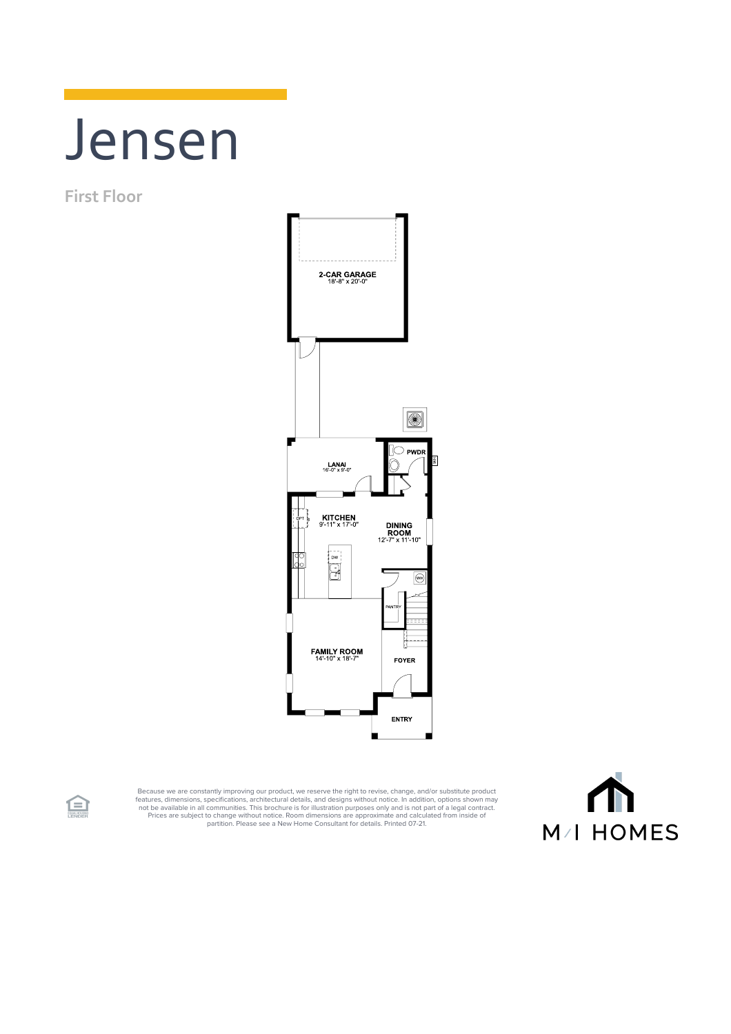# Jensen

## First Floor

2-CAR GARAGE
18'-8" x 20'-0"

LANAI
16'-0" x 9'-0"

PWDR

KITCHEN
9'-11" x 17'-0"

DINING ROOM
12'-7" x 11'-10"

PANTRY

FAMILY ROOM
14'-10" x 18'-7"

FOYER

ENTRY

Because we are constantly improving our product, we reserve the right to revise, change, and/or substitute product features, dimensions, specifications, architectural details, and designs without notice. In addition, options shown may not be available in all communities. This brochure is for illustration purposes only and is not part of a legal contract. Prices are subject to change without notice. Room dimensions are approximate and calculated from inside of partition. Please see a New Home Consultant for details. Printed 07-21.

M/I HOMES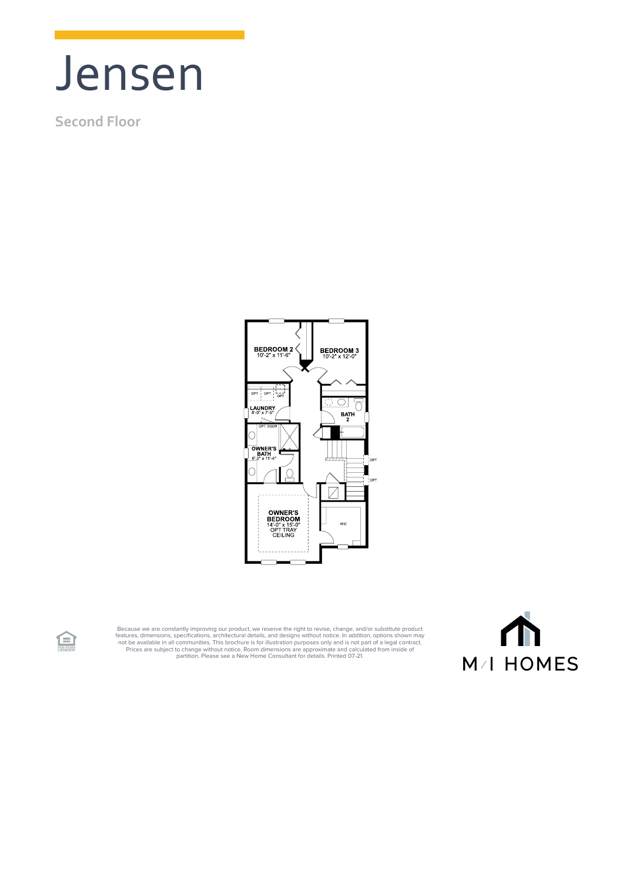# Jensen

**Second Floor**

BEDROOM 2
10'-2" x 11'-6"

BEDROOM 3
10'-2" x 12'-0"

OPT OPT OPT

LAUNDRY
8'-0" x 7'-5"

BATH 2

OPT DOOR

OWNER'S BATH
6'-2" x 11'-4"

OPT

OPT

OWNER'S BEDROOM
14'-0" x 15'-0"
OPT TRAY CEILING

W/C

Because we are constantly improving our product, we reserve the right to revise, change, and/or substitute product features, dimensions, specifications, architectural details, and designs without notice. In addition, options shown may not be available in all communities. This brochure is for illustration purposes only and is not part of a legal contract. Prices are subject to change without notice. Room dimensions are approximate and calculated from inside of partition. Please see a New Home Consultant for details. Printed 07-21.

EQUAL HOUSING LENDER

M/I HOMES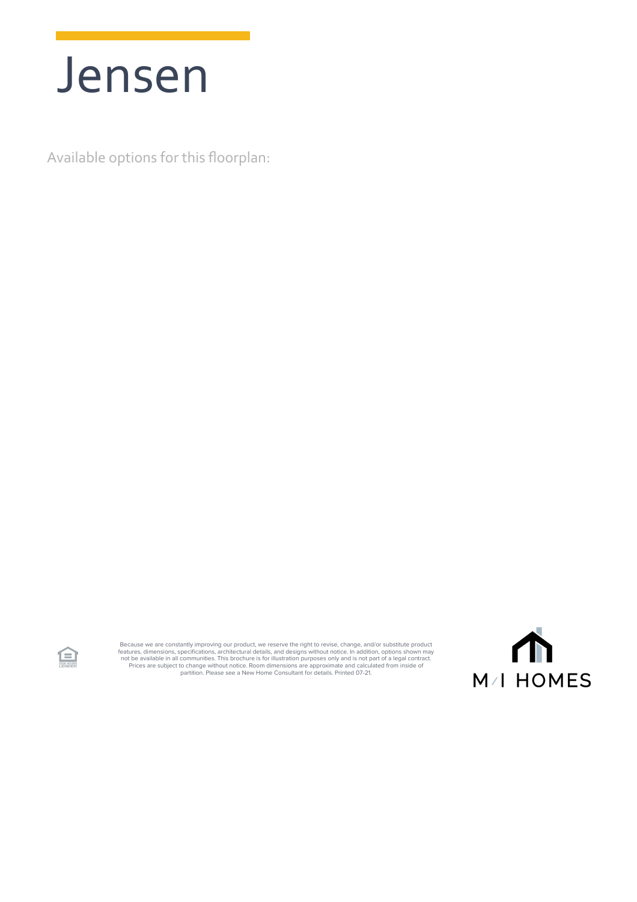# Jensen

Available options for this floorplan:

Because we are constantly improving our product, we reserve the right to revise, change, and/or substitute product features, dimensions, specifications, architectural details, and designs without notice. In addition, options shown may not be available in all communities. This brochure is for illustration purposes only and is not part of a legal contract. Prices are subject to change without notice. Room dimensions are approximate and calculated from inside of partition. Please see a New Home Consultant for details. Printed 07-21.

M/I HOMES